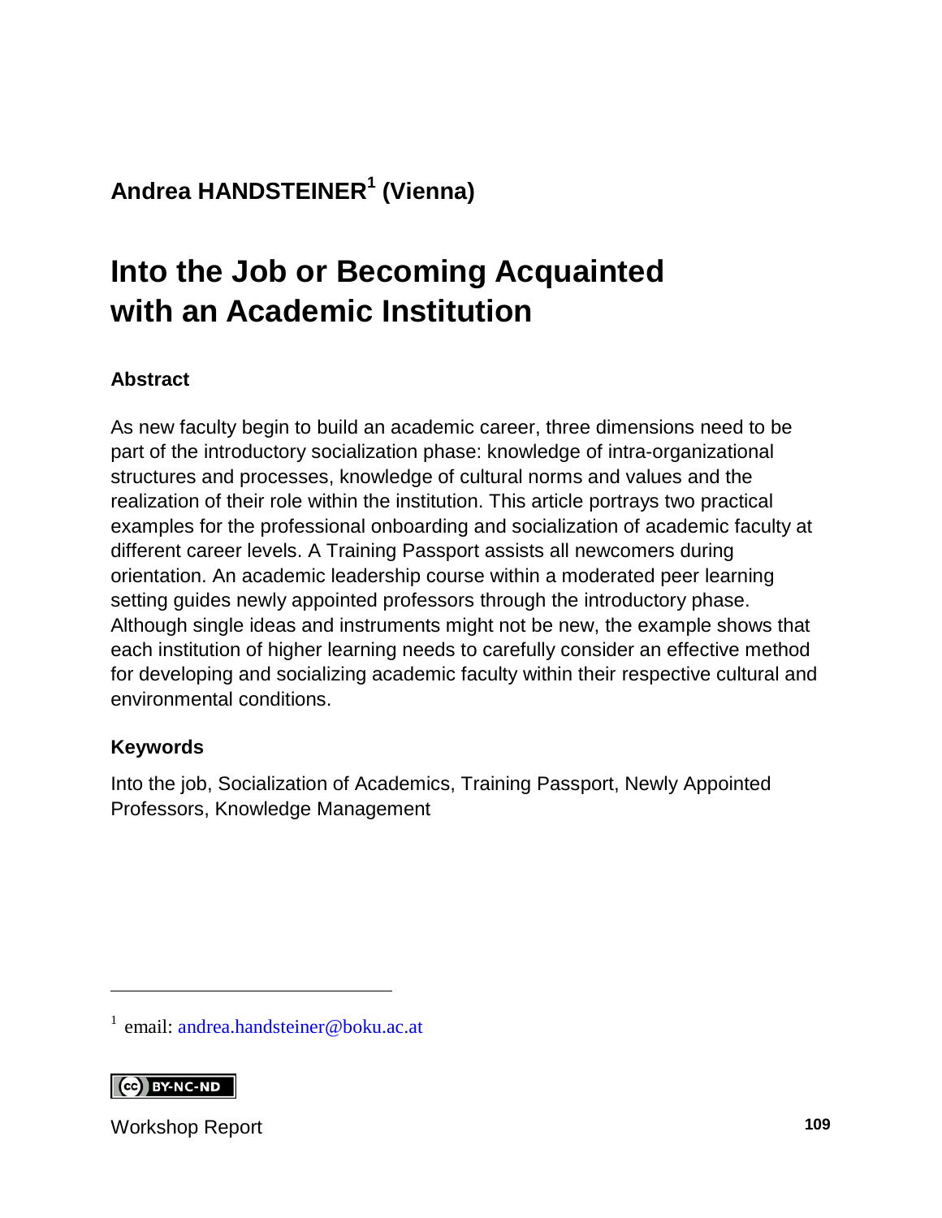Andrea HANDSTEINER[1] (Vienna)

# Into the Job or Becoming Acquainted with an Academic Institution

### Abstract

As new faculty begin to build an academic career, three dimensions need to be part of the introductory socialization phase: knowledge of intra-organizational structures and processes, knowledge of cultural norms and values and the realization of their role within the institution. This article portrays two practical examples for the professional onboarding and socialization of academic faculty at different career levels. A Training Passport assists all newcomers during orientation. An academic leadership course within a moderated peer learning setting guides newly appointed professors through the introductory phase. Although single ideas and instruments might not be new, the example shows that each institution of higher learning needs to carefully consider an effective method for developing and socializing academic faculty within their respective cultural and environmental conditions.

### Keywords

Into the job, Socialization of Academics, Training Passport, Newly Appointed Professors, Knowledge Management

---

[1] email: andrea.handsteiner@boku.ac.at

BY-NC-ND

Workshop Report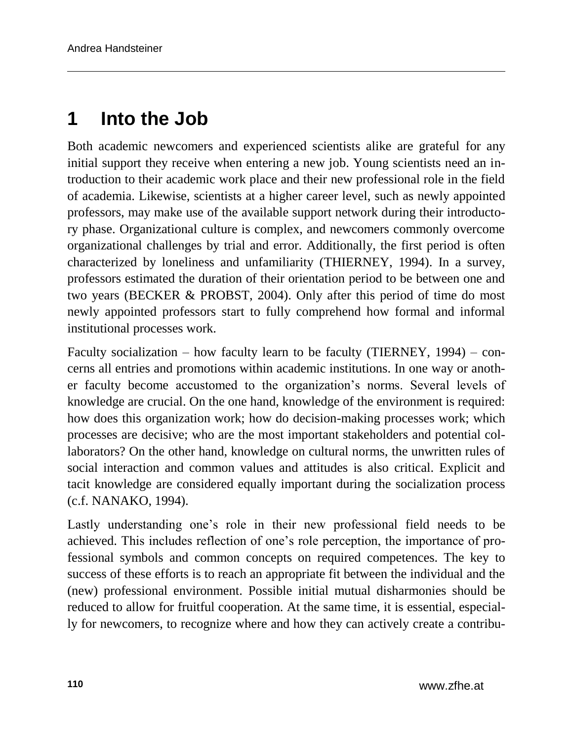# 1 Into the Job

Both academic newcomers and experienced scientists alike are grateful for any initial support they receive when entering a new job. Young scientists need an introduction to their academic work place and their new professional role in the field of academia. Likewise, scientists at a higher career level, such as newly appointed professors, may make use of the available support network during their introductory phase. Organizational culture is complex, and newcomers commonly overcome organizational challenges by trial and error. Additionally, the first period is often characterized by loneliness and unfamiliarity (THIERNEY, 1994). In a survey, professors estimated the duration of their orientation period to be between one and two years (BECKER & PROBST, 2004). Only after this period of time do most newly appointed professors start to fully comprehend how formal and informal institutional processes work.

Faculty socialization – how faculty learn to be faculty (TIERNEY, 1994) – concerns all entries and promotions within academic institutions. In one way or another faculty become accustomed to the organization's norms. Several levels of knowledge are crucial. On the one hand, knowledge of the environment is required: how does this organization work; how do decision-making processes work; which processes are decisive; who are the most important stakeholders and potential collaborators? On the other hand, knowledge on cultural norms, the unwritten rules of social interaction and common values and attitudes is also critical. Explicit and tacit knowledge are considered equally important during the socialization process (c.f. NANAKO, 1994).

Lastly understanding one's role in their new professional field needs to be achieved. This includes reflection of one's role perception, the importance of professional symbols and common concepts on required competences. The key to success of these efforts is to reach an appropriate fit between the individual and the (new) professional environment. Possible initial mutual disharmonies should be reduced to allow for fruitful cooperation. At the same time, it is essential, especially for newcomers, to recognize where and how they can actively create a contribu-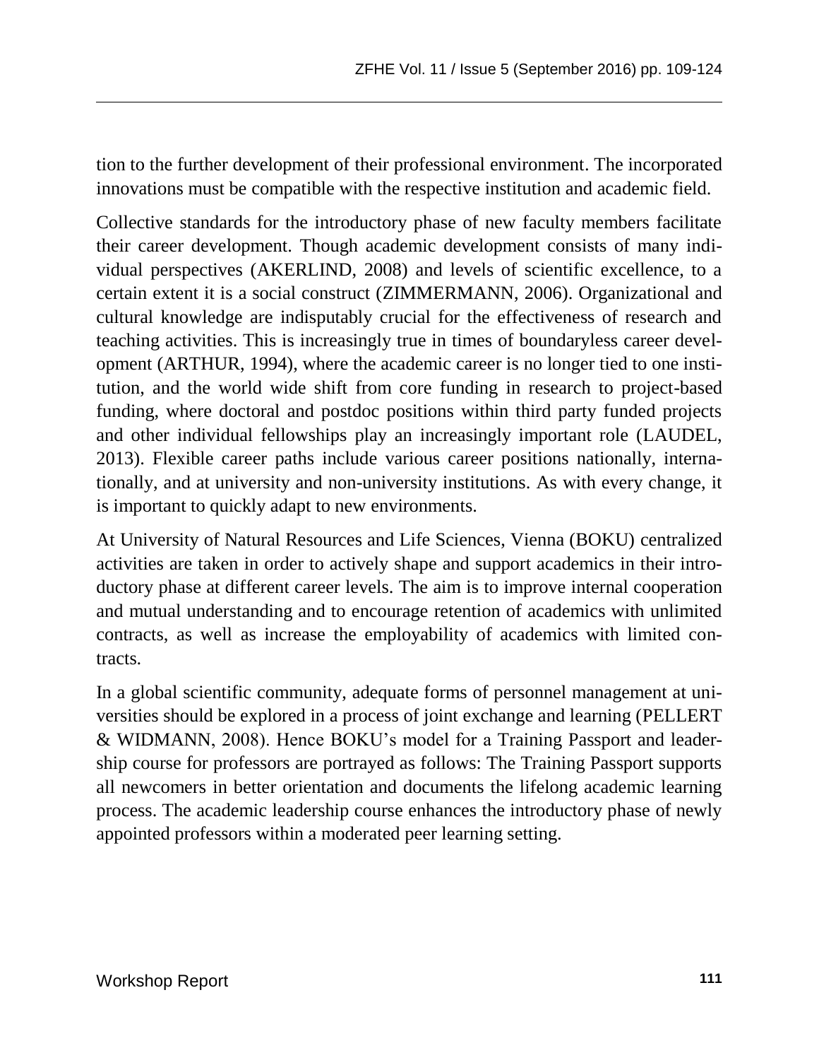tion to the further development of their professional environment. The incorporated innovations must be compatible with the respective institution and academic field.

Collective standards for the introductory phase of new faculty members facilitate their career development. Though academic development consists of many individual perspectives (AKERLIND, 2008) and levels of scientific excellence, to a certain extent it is a social construct (ZIMMERMANN, 2006). Organizational and cultural knowledge are indisputably crucial for the effectiveness of research and teaching activities. This is increasingly true in times of boundaryless career development (ARTHUR, 1994), where the academic career is no longer tied to one institution, and the world wide shift from core funding in research to project-based funding, where doctoral and postdoc positions within third party funded projects and other individual fellowships play an increasingly important role (LAUDEL, 2013). Flexible career paths include various career positions nationally, internationally, and at university and non-university institutions. As with every change, it is important to quickly adapt to new environments.

At University of Natural Resources and Life Sciences, Vienna (BOKU) centralized activities are taken in order to actively shape and support academics in their introductory phase at different career levels. The aim is to improve internal cooperation and mutual understanding and to encourage retention of academics with unlimited contracts, as well as increase the employability of academics with limited contracts.

In a global scientific community, adequate forms of personnel management at universities should be explored in a process of joint exchange and learning (PELLERT & WIDMANN, 2008). Hence BOKU's model for a Training Passport and leadership course for professors are portrayed as follows: The Training Passport supports all newcomers in better orientation and documents the lifelong academic learning process. The academic leadership course enhances the introductory phase of newly appointed professors within a moderated peer learning setting.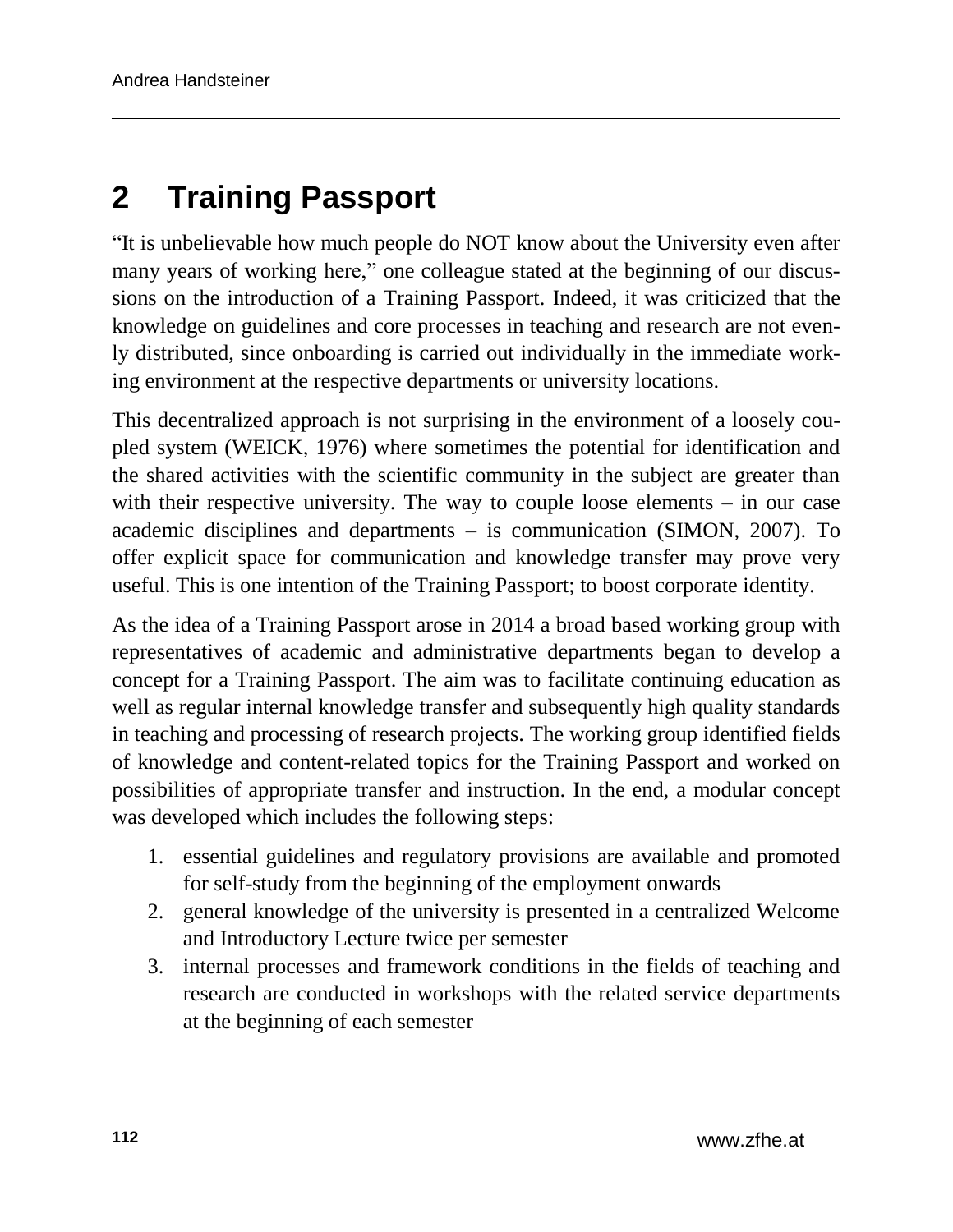## 2 Training Passport

"It is unbelievable how much people do NOT know about the University even after many years of working here," one colleague stated at the beginning of our discussions on the introduction of a Training Passport. Indeed, it was criticized that the knowledge on guidelines and core processes in teaching and research are not evenly distributed, since onboarding is carried out individually in the immediate working environment at the respective departments or university locations.

This decentralized approach is not surprising in the environment of a loosely coupled system (WEICK, 1976) where sometimes the potential for identification and the shared activities with the scientific community in the subject are greater than with their respective university. The way to couple loose elements – in our case academic disciplines and departments – is communication (SIMON, 2007). To offer explicit space for communication and knowledge transfer may prove very useful. This is one intention of the Training Passport; to boost corporate identity.

As the idea of a Training Passport arose in 2014 a broad based working group with representatives of academic and administrative departments began to develop a concept for a Training Passport. The aim was to facilitate continuing education as well as regular internal knowledge transfer and subsequently high quality standards in teaching and processing of research projects. The working group identified fields of knowledge and content-related topics for the Training Passport and worked on possibilities of appropriate transfer and instruction. In the end, a modular concept was developed which includes the following steps:

1. essential guidelines and regulatory provisions are available and promoted for self-study from the beginning of the employment onwards
2. general knowledge of the university is presented in a centralized Welcome and Introductory Lecture twice per semester
3. internal processes and framework conditions in the fields of teaching and research are conducted in workshops with the related service departments at the beginning of each semester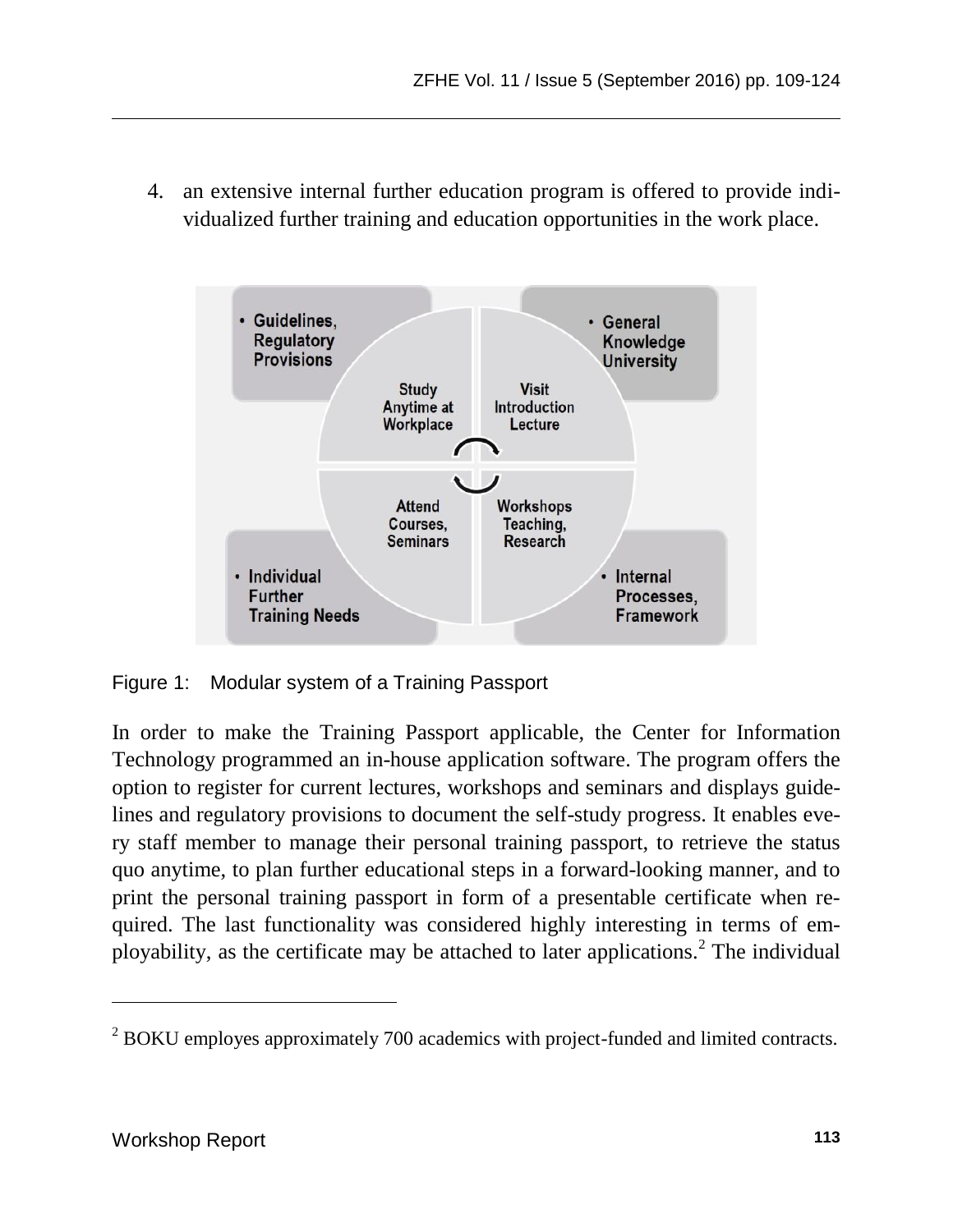4. an extensive internal further education program is offered to provide individualized further training and education opportunities in the work place.

Figure 1: Modular system of a Training Passport

In order to make the Training Passport applicable, the Center for Information Technology programmed an in-house application software. The program offers the option to register for current lectures, workshops and seminars and displays guidelines and regulatory provisions to document the self-study progress. It enables every staff member to manage their personal training passport, to retrieve the status quo anytime, to plan further educational steps in a forward-looking manner, and to print the personal training passport in form of a presentable certificate when required. The last functionality was considered highly interesting in terms of employability, as the certificate may be attached to later applications.[2] The individual

[2] BOKU employes approximately 700 academics with project-funded and limited contracts.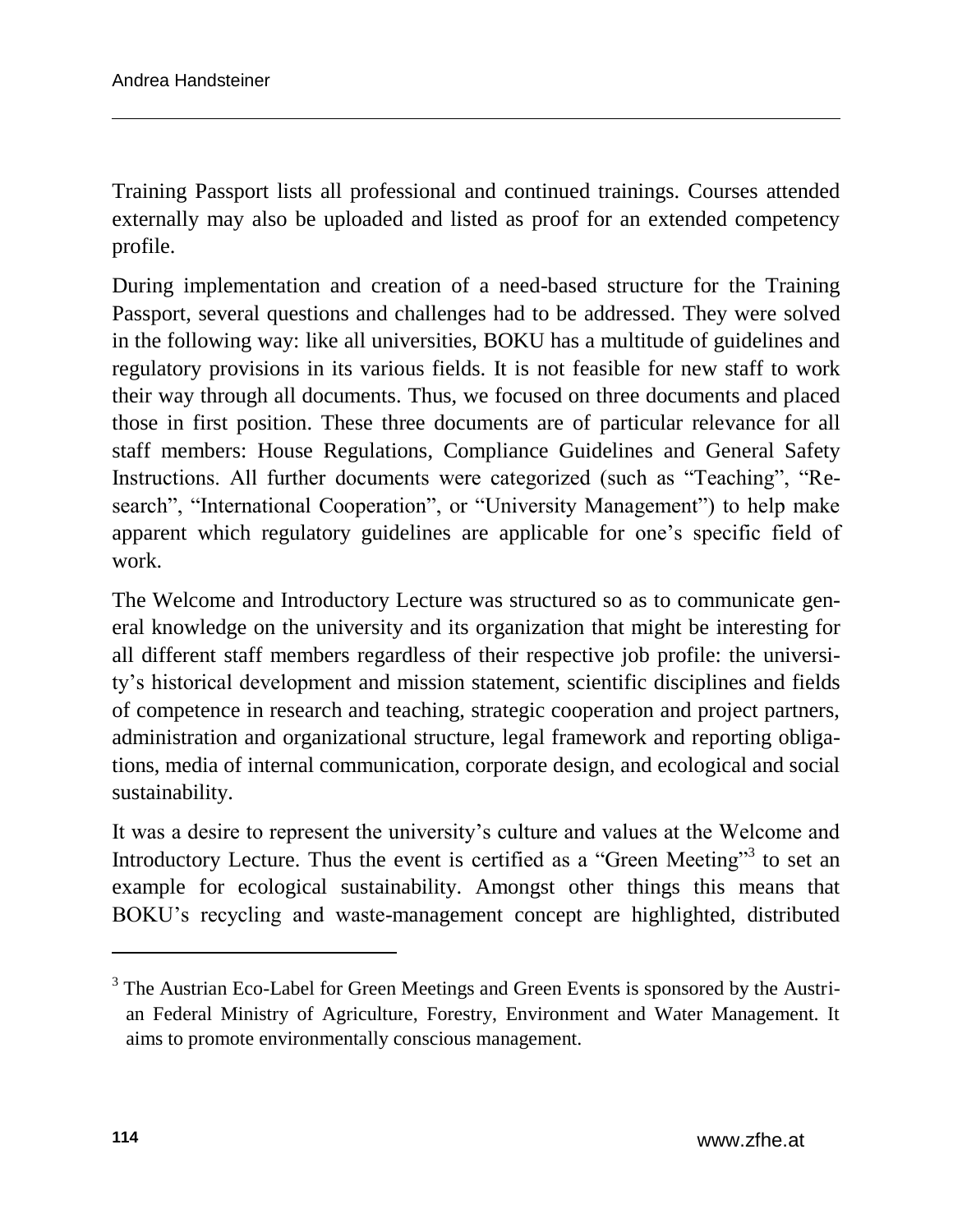Training Passport lists all professional and continued trainings. Courses attended externally may also be uploaded and listed as proof for an extended competency profile.

During implementation and creation of a need-based structure for the Training Passport, several questions and challenges had to be addressed. They were solved in the following way: like all universities, BOKU has a multitude of guidelines and regulatory provisions in its various fields. It is not feasible for new staff to work their way through all documents. Thus, we focused on three documents and placed those in first position. These three documents are of particular relevance for all staff members: House Regulations, Compliance Guidelines and General Safety Instructions. All further documents were categorized (such as "Teaching", "Research", "International Cooperation", or "University Management") to help make apparent which regulatory guidelines are applicable for one's specific field of work.

The Welcome and Introductory Lecture was structured so as to communicate general knowledge on the university and its organization that might be interesting for all different staff members regardless of their respective job profile: the university's historical development and mission statement, scientific disciplines and fields of competence in research and teaching, strategic cooperation and project partners, administration and organizational structure, legal framework and reporting obligations, media of internal communication, corporate design, and ecological and social sustainability.

It was a desire to represent the university's culture and values at the Welcome and Introductory Lecture. Thus the event is certified as a "Green Meeting"[3] to set an example for ecological sustainability. Amongst other things this means that BOKU's recycling and waste-management concept are highlighted, distributed

[3] The Austrian Eco-Label for Green Meetings and Green Events is sponsored by the Austrian Federal Ministry of Agriculture, Forestry, Environment and Water Management. It aims to promote environmentally conscious management.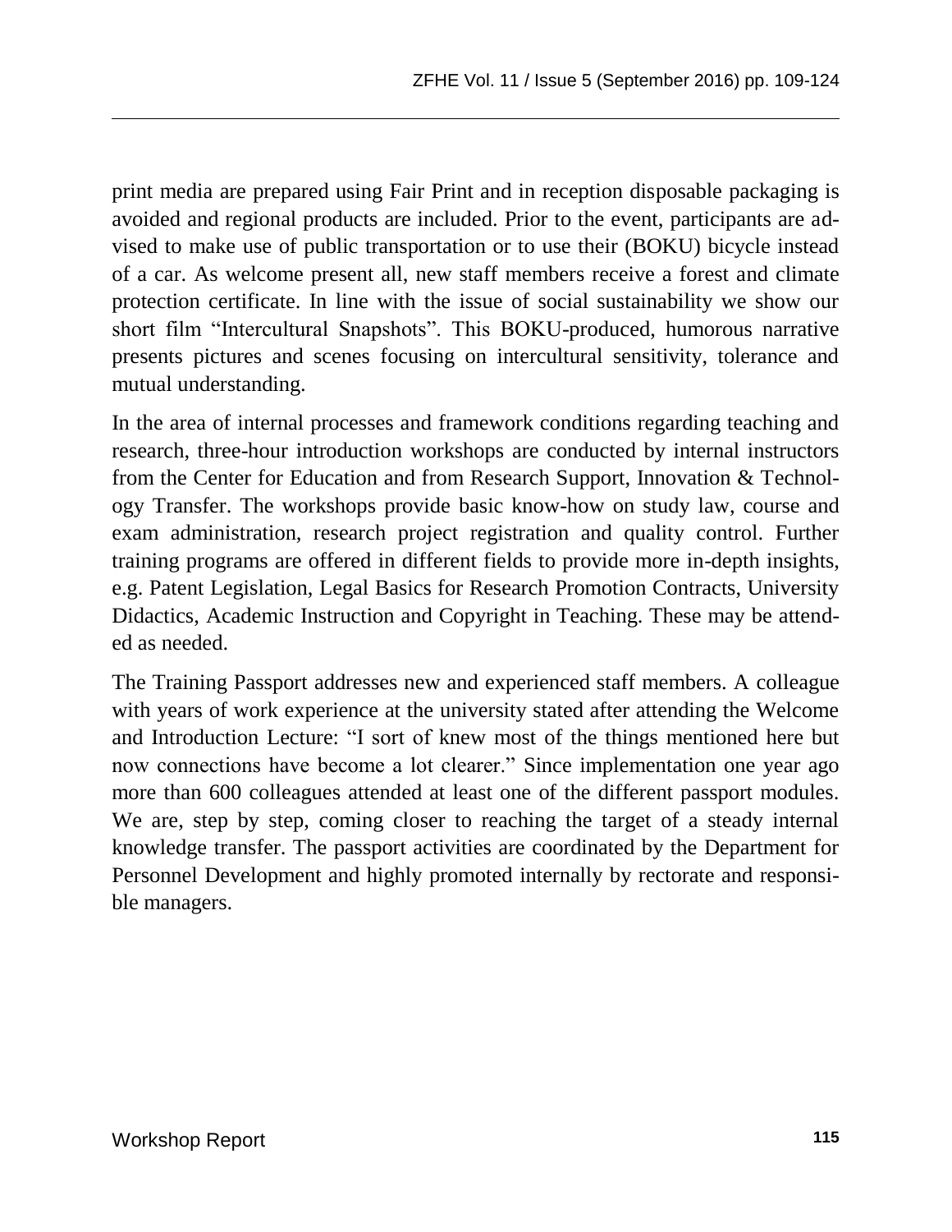print media are prepared using Fair Print and in reception disposable packaging is avoided and regional products are included. Prior to the event, participants are advised to make use of public transportation or to use their (BOKU) bicycle instead of a car. As welcome present all, new staff members receive a forest and climate protection certificate. In line with the issue of social sustainability we show our short film "Intercultural Snapshots". This BOKU-produced, humorous narrative presents pictures and scenes focusing on intercultural sensitivity, tolerance and mutual understanding.

In the area of internal processes and framework conditions regarding teaching and research, three-hour introduction workshops are conducted by internal instructors from the Center for Education and from Research Support, Innovation & Technology Transfer. The workshops provide basic know-how on study law, course and exam administration, research project registration and quality control. Further training programs are offered in different fields to provide more in-depth insights, e.g. Patent Legislation, Legal Basics for Research Promotion Contracts, University Didactics, Academic Instruction and Copyright in Teaching. These may be attended as needed.

The Training Passport addresses new and experienced staff members. A colleague with years of work experience at the university stated after attending the Welcome and Introduction Lecture: "I sort of knew most of the things mentioned here but now connections have become a lot clearer." Since implementation one year ago more than 600 colleagues attended at least one of the different passport modules. We are, step by step, coming closer to reaching the target of a steady internal knowledge transfer. The passport activities are coordinated by the Department for Personnel Development and highly promoted internally by rectorate and responsible managers.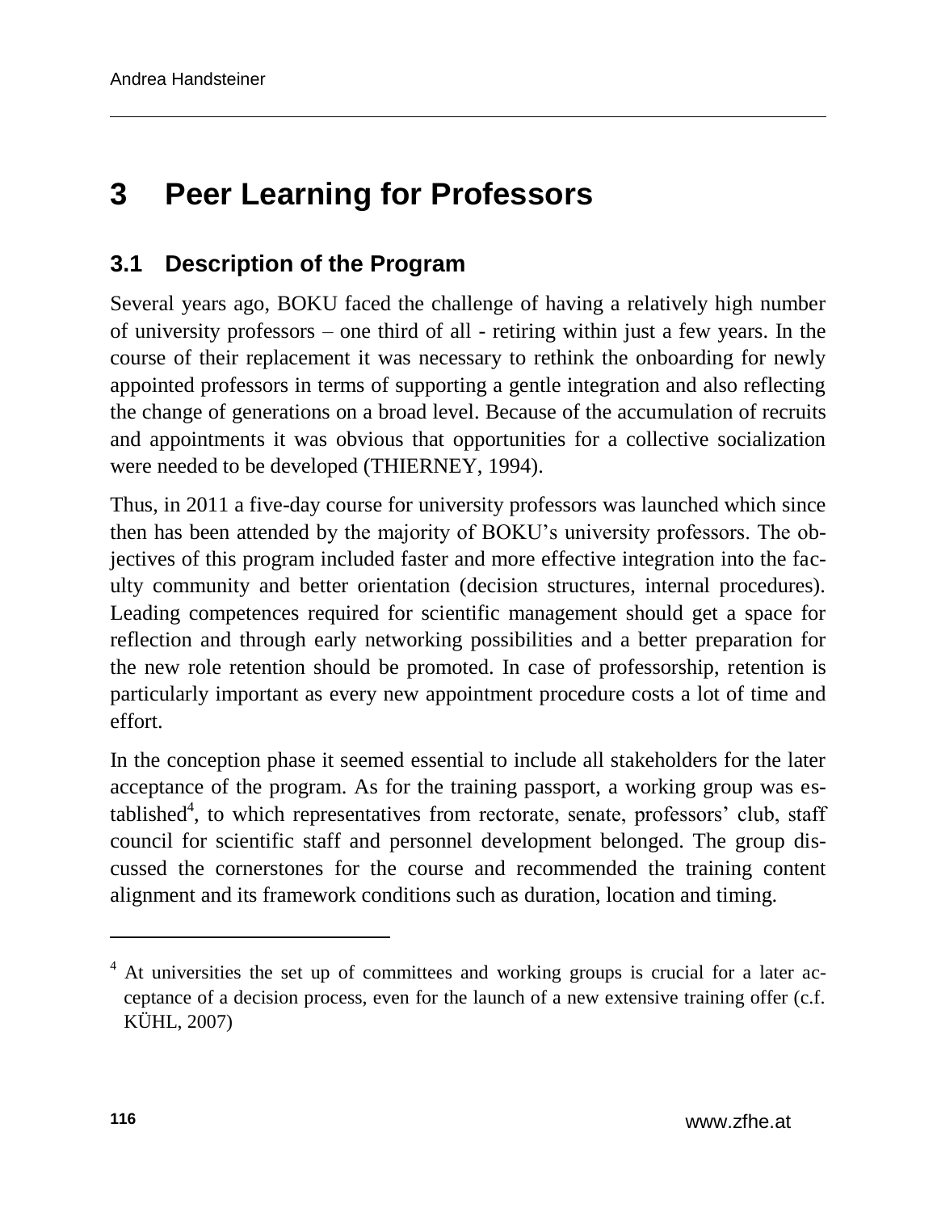# 3 Peer Learning for Professors

## 3.1 Description of the Program

Several years ago, BOKU faced the challenge of having a relatively high number of university professors – one third of all - retiring within just a few years. In the course of their replacement it was necessary to rethink the onboarding for newly appointed professors in terms of supporting a gentle integration and also reflecting the change of generations on a broad level. Because of the accumulation of recruits and appointments it was obvious that opportunities for a collective socialization were needed to be developed (THIERNEY, 1994).

Thus, in 2011 a five-day course for university professors was launched which since then has been attended by the majority of BOKU's university professors. The objectives of this program included faster and more effective integration into the faculty community and better orientation (decision structures, internal procedures). Leading competences required for scientific management should get a space for reflection and through early networking possibilities and a better preparation for the new role retention should be promoted. In case of professorship, retention is particularly important as every new appointment procedure costs a lot of time and effort.

In the conception phase it seemed essential to include all stakeholders for the later acceptance of the program. As for the training passport, a working group was established[4], to which representatives from rectorate, senate, professors' club, staff council for scientific staff and personnel development belonged. The group discussed the cornerstones for the course and recommended the training content alignment and its framework conditions such as duration, location and timing.

---

[4] At universities the set up of committees and working groups is crucial for a later acceptance of a decision process, even for the launch of a new extensive training offer (c.f. KÜHL, 2007)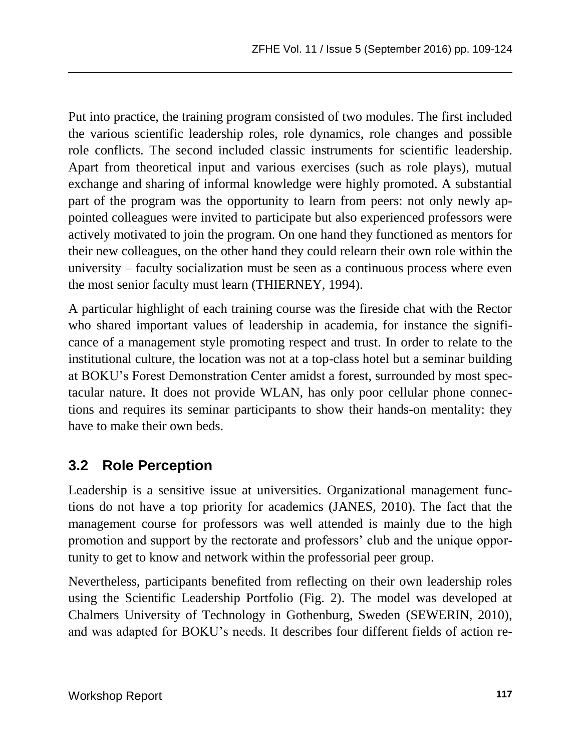Put into practice, the training program consisted of two modules. The first included the various scientific leadership roles, role dynamics, role changes and possible role conflicts. The second included classic instruments for scientific leadership. Apart from theoretical input and various exercises (such as role plays), mutual exchange and sharing of informal knowledge were highly promoted. A substantial part of the program was the opportunity to learn from peers: not only newly appointed colleagues were invited to participate but also experienced professors were actively motivated to join the program. On one hand they functioned as mentors for their new colleagues, on the other hand they could relearn their own role within the university – faculty socialization must be seen as a continuous process where even the most senior faculty must learn (THIERNEY, 1994).

A particular highlight of each training course was the fireside chat with the Rector who shared important values of leadership in academia, for instance the significance of a management style promoting respect and trust. In order to relate to the institutional culture, the location was not at a top-class hotel but a seminar building at BOKU's Forest Demonstration Center amidst a forest, surrounded by most spectacular nature. It does not provide WLAN, has only poor cellular phone connections and requires its seminar participants to show their hands-on mentality: they have to make their own beds.

## 3.2 Role Perception

Leadership is a sensitive issue at universities. Organizational management functions do not have a top priority for academics (JANES, 2010). The fact that the management course for professors was well attended is mainly due to the high promotion and support by the rectorate and professors' club and the unique opportunity to get to know and network within the professorial peer group.

Nevertheless, participants benefited from reflecting on their own leadership roles using the Scientific Leadership Portfolio (Fig. 2). The model was developed at Chalmers University of Technology in Gothenburg, Sweden (SEWERIN, 2010), and was adapted for BOKU's needs. It describes four different fields of action re-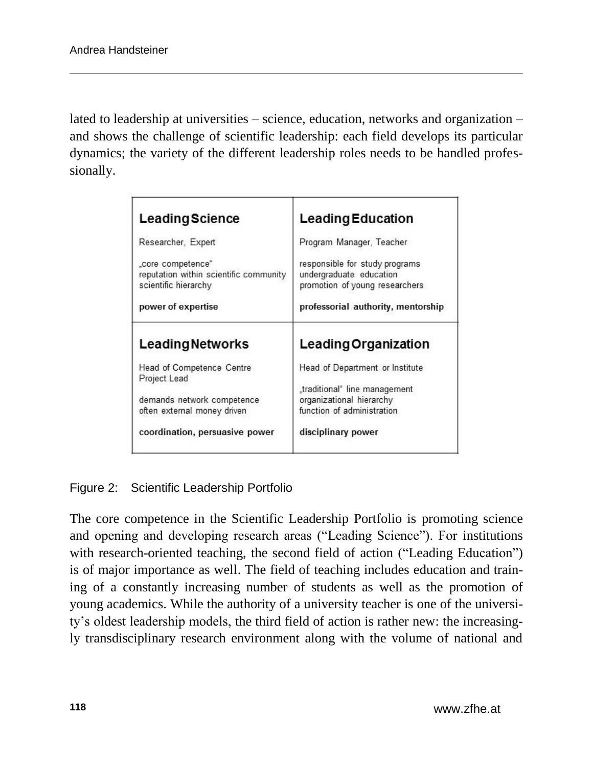lated to leadership at universities – science, education, networks and organization – and shows the challenge of scientific leadership: each field develops its particular dynamics; the variety of the different leadership roles needs to be handled professionally.

| **Leading Science** | **Leading Education** |
|---|---|
| Researcher, Expert<br><br>„core competence"<br>reputation within scientific community<br>scientific hierarchy<br><br>**power of expertise** | Program Manager, Teacher<br><br>responsible for study programs<br>undergraduate education<br>promotion of young researchers<br><br>**professorial authority, mentorship** |
| **Leading Networks** | **Leading Organization** |
| Head of Competence Centre<br>Project Lead<br><br>demands network competence<br>often external money driven<br><br>**coordination, persuasive power** | Head of Department or Institute<br><br>„traditional" line management<br>organizational hierarchy<br>function of administration<br><br>**disciplinary power** |

Figure 2: Scientific Leadership Portfolio

The core competence in the Scientific Leadership Portfolio is promoting science and opening and developing research areas ("Leading Science"). For institutions with research-oriented teaching, the second field of action ("Leading Education") is of major importance as well. The field of teaching includes education and training of a constantly increasing number of students as well as the promotion of young academics. While the authority of a university teacher is one of the university's oldest leadership models, the third field of action is rather new: the increasingly transdisciplinary research environment along with the volume of national and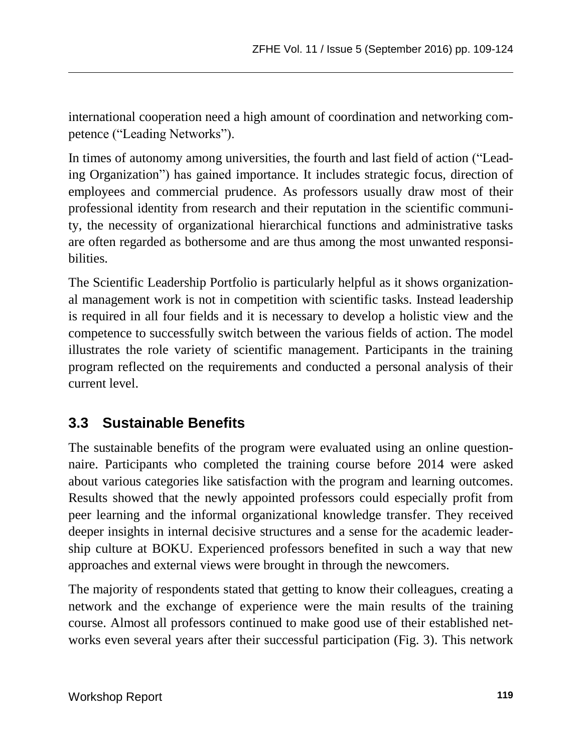international cooperation need a high amount of coordination and networking competence ("Leading Networks").

In times of autonomy among universities, the fourth and last field of action ("Leading Organization") has gained importance. It includes strategic focus, direction of employees and commercial prudence. As professors usually draw most of their professional identity from research and their reputation in the scientific community, the necessity of organizational hierarchical functions and administrative tasks are often regarded as bothersome and are thus among the most unwanted responsibilities.

The Scientific Leadership Portfolio is particularly helpful as it shows organizational management work is not in competition with scientific tasks. Instead leadership is required in all four fields and it is necessary to develop a holistic view and the competence to successfully switch between the various fields of action. The model illustrates the role variety of scientific management. Participants in the training program reflected on the requirements and conducted a personal analysis of their current level.

## 3.3 Sustainable Benefits

The sustainable benefits of the program were evaluated using an online questionnaire. Participants who completed the training course before 2014 were asked about various categories like satisfaction with the program and learning outcomes. Results showed that the newly appointed professors could especially profit from peer learning and the informal organizational knowledge transfer. They received deeper insights in internal decisive structures and a sense for the academic leadership culture at BOKU. Experienced professors benefited in such a way that new approaches and external views were brought in through the newcomers.

The majority of respondents stated that getting to know their colleagues, creating a network and the exchange of experience were the main results of the training course. Almost all professors continued to make good use of their established networks even several years after their successful participation (Fig. 3). This network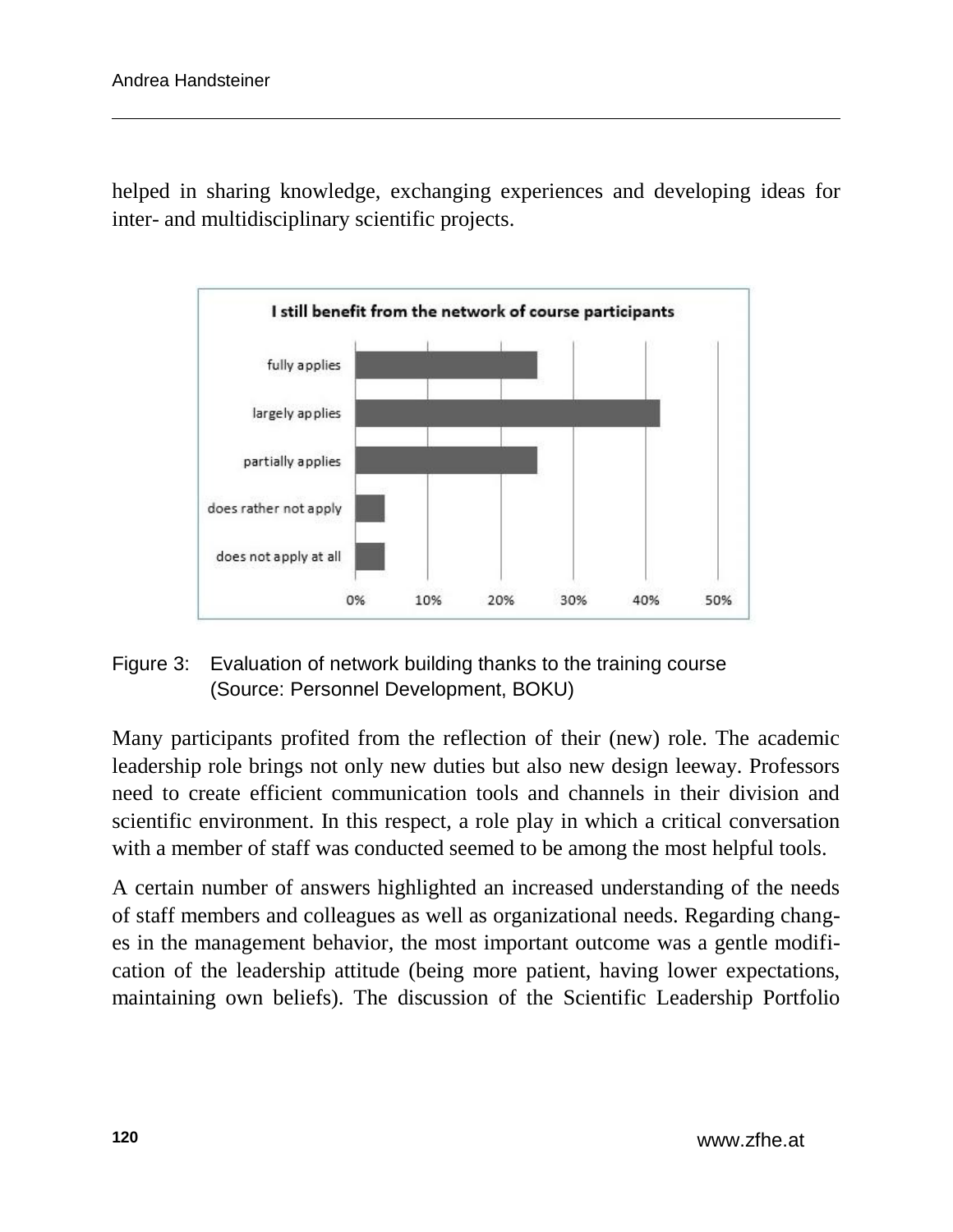helped in sharing knowledge, exchanging experiences and developing ideas for inter- and multidisciplinary scientific projects.

Figure 3: Evaluation of network building thanks to the training course (Source: Personnel Development, BOKU)

Many participants profited from the reflection of their (new) role. The academic leadership role brings not only new duties but also new design leeway. Professors need to create efficient communication tools and channels in their division and scientific environment. In this respect, a role play in which a critical conversation with a member of staff was conducted seemed to be among the most helpful tools.

A certain number of answers highlighted an increased understanding of the needs of staff members and colleagues as well as organizational needs. Regarding changes in the management behavior, the most important outcome was a gentle modification of the leadership attitude (being more patient, having lower expectations, maintaining own beliefs). The discussion of the Scientific Leadership Portfolio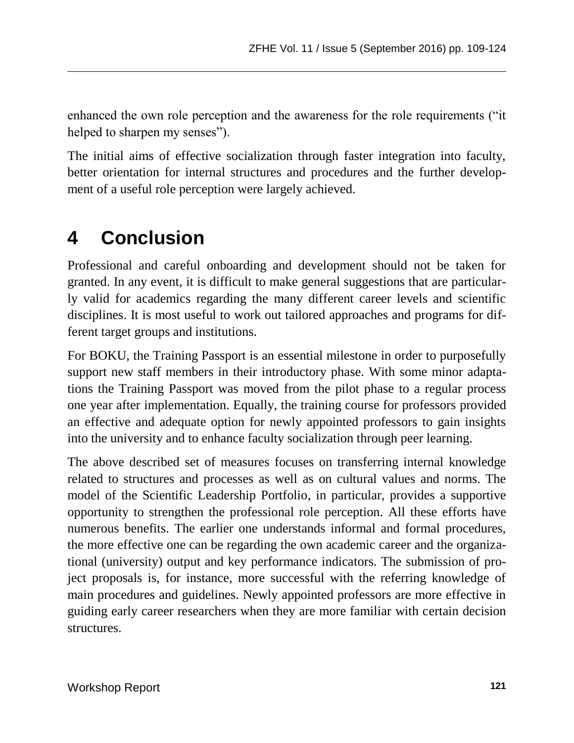enhanced the own role perception and the awareness for the role requirements ("it helped to sharpen my senses").

The initial aims of effective socialization through faster integration into faculty, better orientation for internal structures and procedures and the further development of a useful role perception were largely achieved.

# 4 Conclusion

Professional and careful onboarding and development should not be taken for granted. In any event, it is difficult to make general suggestions that are particularly valid for academics regarding the many different career levels and scientific disciplines. It is most useful to work out tailored approaches and programs for different target groups and institutions.

For BOKU, the Training Passport is an essential milestone in order to purposefully support new staff members in their introductory phase. With some minor adaptations the Training Passport was moved from the pilot phase to a regular process one year after implementation. Equally, the training course for professors provided an effective and adequate option for newly appointed professors to gain insights into the university and to enhance faculty socialization through peer learning.

The above described set of measures focuses on transferring internal knowledge related to structures and processes as well as on cultural values and norms. The model of the Scientific Leadership Portfolio, in particular, provides a supportive opportunity to strengthen the professional role perception. All these efforts have numerous benefits. The earlier one understands informal and formal procedures, the more effective one can be regarding the own academic career and the organizational (university) output and key performance indicators. The submission of project proposals is, for instance, more successful with the referring knowledge of main procedures and guidelines. Newly appointed professors are more effective in guiding early career researchers when they are more familiar with certain decision structures.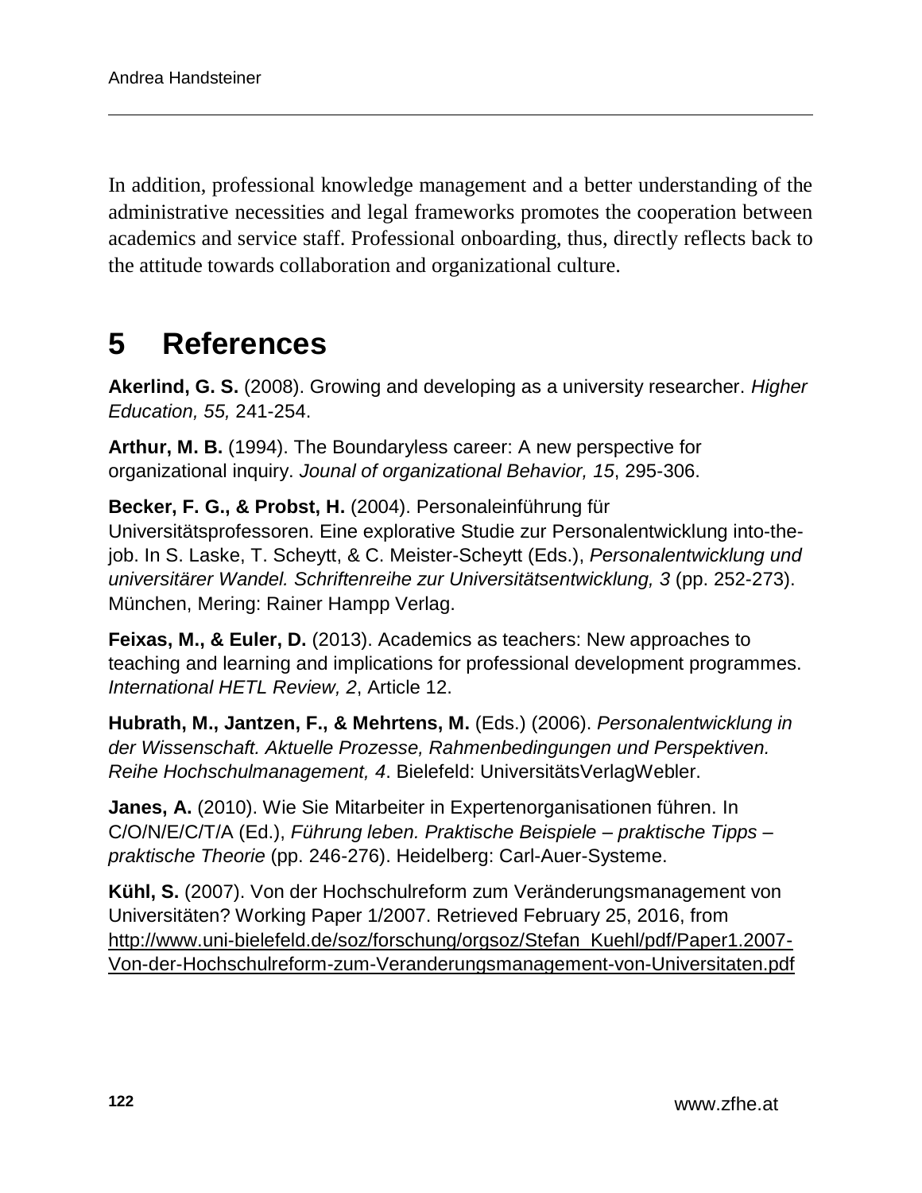In addition, professional knowledge management and a better understanding of the administrative necessities and legal frameworks promotes the cooperation between academics and service staff. Professional onboarding, thus, directly reflects back to the attitude towards collaboration and organizational culture.

# 5 References

**Akerlind, G. S.** (2008). Growing and developing as a university researcher. *Higher Education, 55,* 241-254.

**Arthur, M. B.** (1994). The Boundaryless career: A new perspective for organizational inquiry. *Jounal of organizational Behavior, 15*, 295-306.

**Becker, F. G., & Probst, H.** (2004). Personaleinführung für Universitätsprofessoren. Eine explorative Studie zur Personalentwicklung into-the-job. In S. Laske, T. Scheytt, & C. Meister-Scheytt (Eds.), *Personalentwicklung und universitärer Wandel. Schriftenreihe zur Universitätsentwicklung, 3* (pp. 252-273). München, Mering: Rainer Hampp Verlag.

**Feixas, M., & Euler, D.** (2013). Academics as teachers: New approaches to teaching and learning and implications for professional development programmes. *International HETL Review, 2*, Article 12.

**Hubrath, M., Jantzen, F., & Mehrtens, M.** (Eds.) (2006). *Personalentwicklung in der Wissenschaft. Aktuelle Prozesse, Rahmenbedingungen und Perspektiven. Reihe Hochschulmanagement, 4*. Bielefeld: UniversitätsVerlagWebler.

**Janes, A.** (2010). Wie Sie Mitarbeiter in Expertenorganisationen führen. In C/O/N/E/C/T/A (Ed.), *Führung leben. Praktische Beispiele – praktische Tipps – praktische Theorie* (pp. 246-276). Heidelberg: Carl-Auer-Systeme.

**Kühl, S.** (2007). Von der Hochschulreform zum Veränderungsmanagement von Universitäten? Working Paper 1/2007. Retrieved February 25, 2016, from http://www.uni-bielefeld.de/soz/forschung/orgsoz/Stefan_Kuehl/pdf/Paper1.2007-Von-der-Hochschulreform-zum-Veranderungsmanagement-von-Universitaten.pdf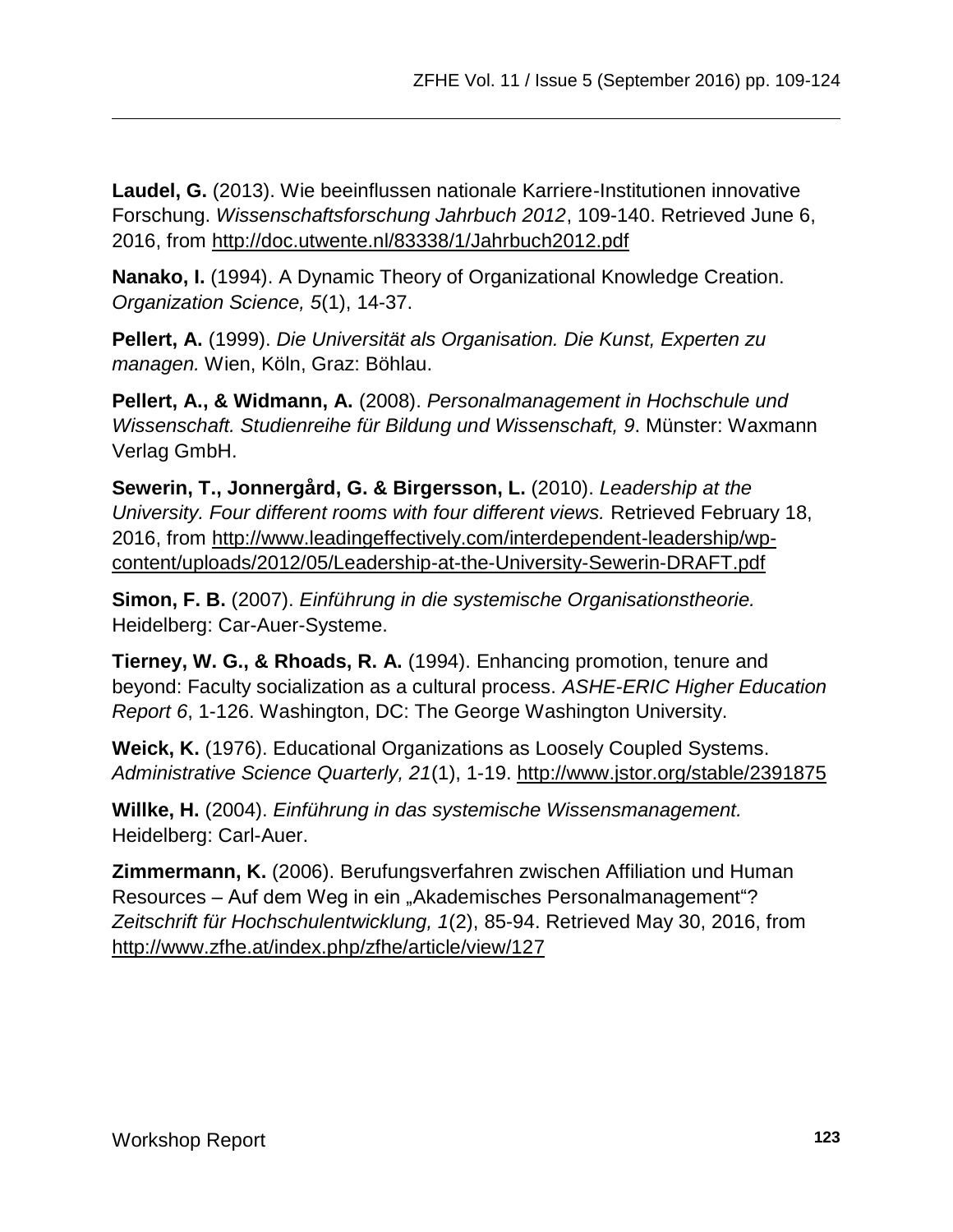**Laudel, G.** (2013). Wie beeinflussen nationale Karriere-Institutionen innovative Forschung. *Wissenschaftsforschung Jahrbuch 2012*, 109-140. Retrieved June 6, 2016, from http://doc.utwente.nl/83338/1/Jahrbuch2012.pdf

**Nanako, I.** (1994). A Dynamic Theory of Organizational Knowledge Creation. *Organization Science, 5*(1), 14-37.

**Pellert, A.** (1999). *Die Universität als Organisation. Die Kunst, Experten zu managen.* Wien, Köln, Graz: Böhlau.

**Pellert, A., & Widmann, A.** (2008). *Personalmanagement in Hochschule und Wissenschaft. Studienreihe für Bildung und Wissenschaft, 9*. Münster: Waxmann Verlag GmbH.

**Sewerin, T., Jonnergård, G. & Birgersson, L.** (2010). *Leadership at the University. Four different rooms with four different views.* Retrieved February 18, 2016, from http://www.leadingeffectively.com/interdependent-leadership/wp-content/uploads/2012/05/Leadership-at-the-University-Sewerin-DRAFT.pdf

**Simon, F. B.** (2007). *Einführung in die systemische Organisationstheorie.* Heidelberg: Car-Auer-Systeme.

**Tierney, W. G., & Rhoads, R. A.** (1994). Enhancing promotion, tenure and beyond: Faculty socialization as a cultural process. *ASHE-ERIC Higher Education Report 6*, 1-126. Washington, DC: The George Washington University.

**Weick, K.** (1976). Educational Organizations as Loosely Coupled Systems. *Administrative Science Quarterly, 21*(1), 1-19. http://www.jstor.org/stable/2391875

**Willke, H.** (2004). *Einführung in das systemische Wissensmanagement.* Heidelberg: Carl-Auer.

**Zimmermann, K.** (2006). Berufungsverfahren zwischen Affiliation und Human Resources – Auf dem Weg in ein „Akademisches Personalmanagement"? *Zeitschrift für Hochschulentwicklung, 1*(2), 85-94. Retrieved May 30, 2016, from http://www.zfhe.at/index.php/zfhe/article/view/127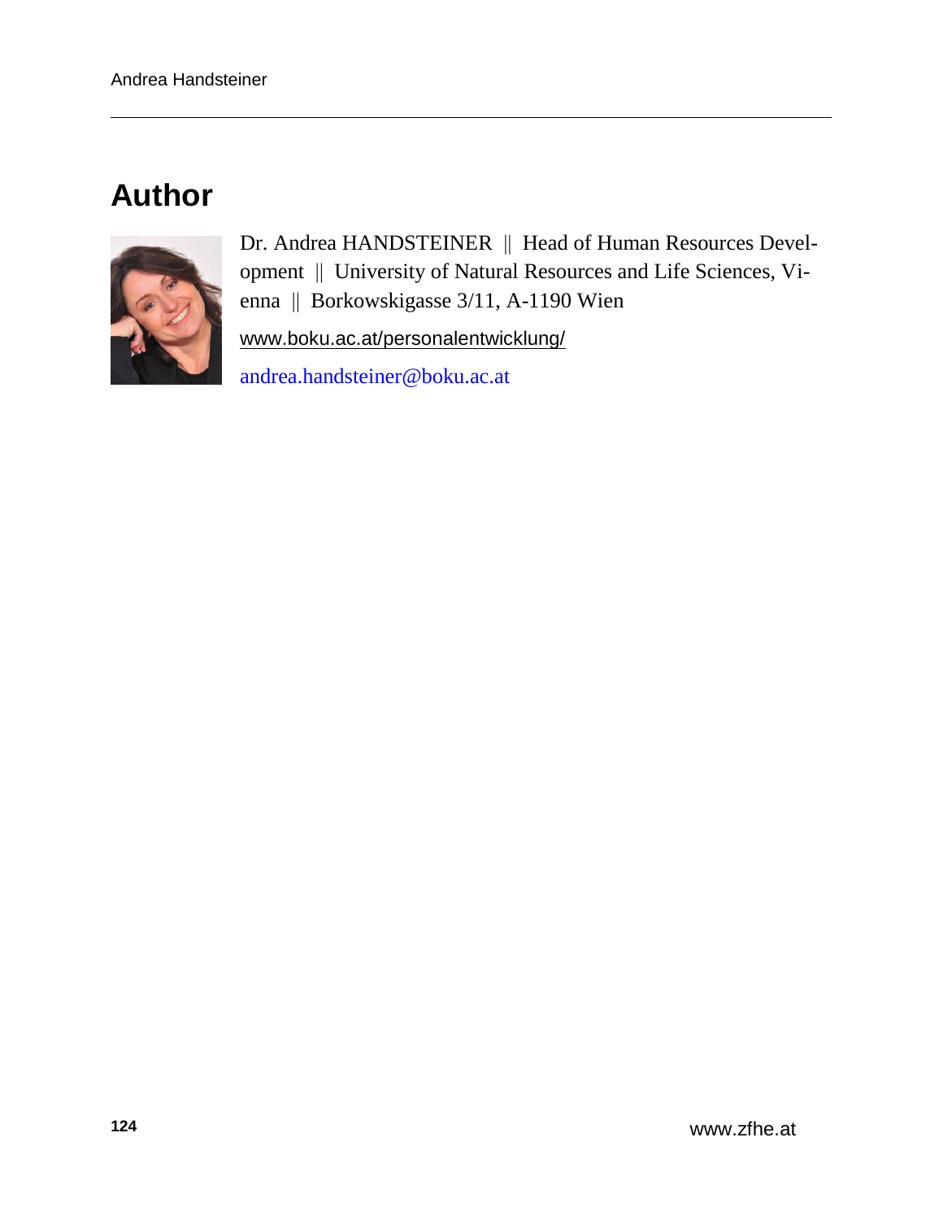# Author

Dr. Andrea HANDSTEINER || Head of Human Resources Development || University of Natural Resources and Life Sciences, Vienna || Borkowskigasse 3/11, A-1190 Wien

www.boku.ac.at/personalentwicklung/

andrea.handsteiner@boku.ac.at